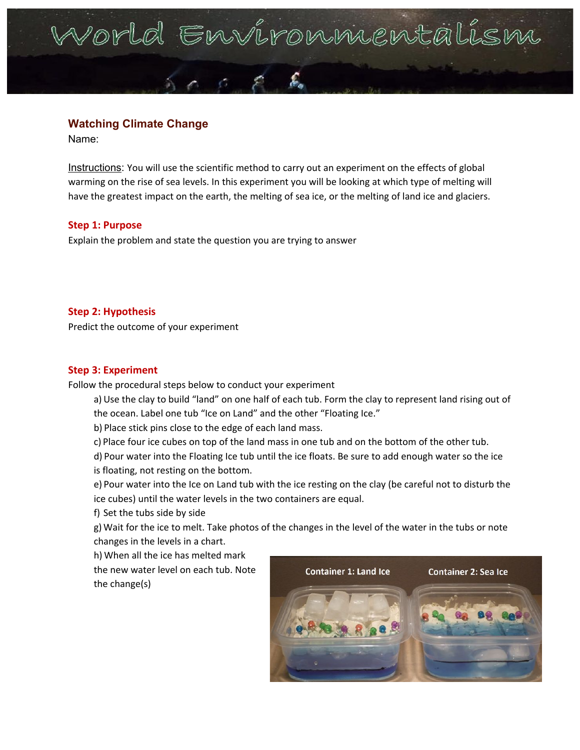# World Environmentalism

## Watching Climate Change

Name:

Instructions: You will use the scientific method to carry out an experiment on the effects of global warming on the rise of sea levels. In this experiment you will be looking at which type of melting will have the greatest impact on the earth, the melting of sea ice, or the melting of land ice and glaciers.

### Step 1: Purpose

Explain the problem and state the question you are trying to answer

### Step 2: Hypothesis

Predict the outcome of your experiment

### Step 3: Experiment

Follow the procedural steps below to conduct your experiment

a) Use the clay to build "land" on one half of each tub. Form the clay to represent land rising out of the ocean. Label one tub "Ice on Land" and the other "Floating Ice."

b) Place stick pins close to the edge of each land mass.

c) Place four ice cubes on top of the land mass in one tub and on the bottom of the other tub.

d) Pour water into the Floating Ice tub until the ice floats. Be sure to add enough water so the ice is floating, not resting on the bottom.

e) Pour water into the Ice on Land tub with the ice resting on the clay (be careful not to disturb the ice cubes) until the water levels in the two containers are equal.

f) Set the tubs side by side

g) Wait for the ice to melt. Take photos of the changes in the level of the water in the tubs or note changes in the levels in a chart.

h) When all the ice has melted mark the new water level on each tub. Note the change(s)

Container 1: Land Ice    Container 2: Sea Ice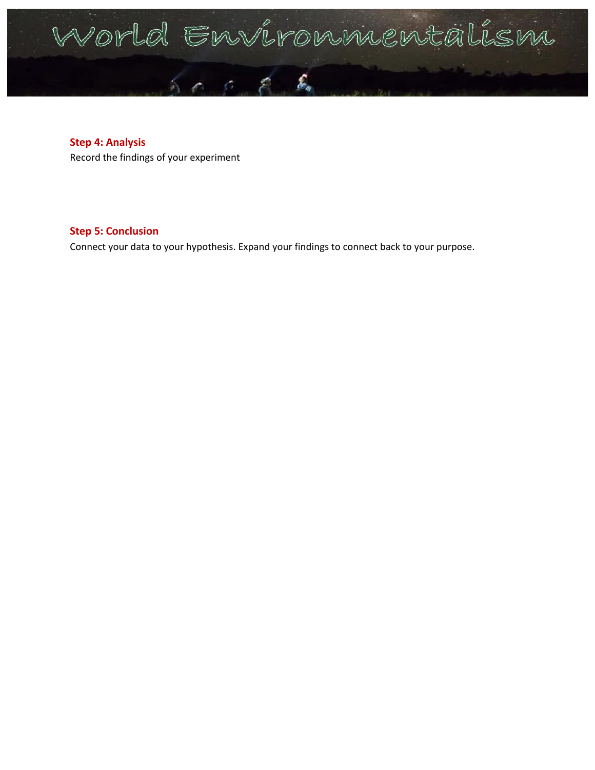**Step 4: Analysis**

Record the findings of your experiment

**Step 5: Conclusion**

Connect your data to your hypothesis. Expand your findings to connect back to your purpose.